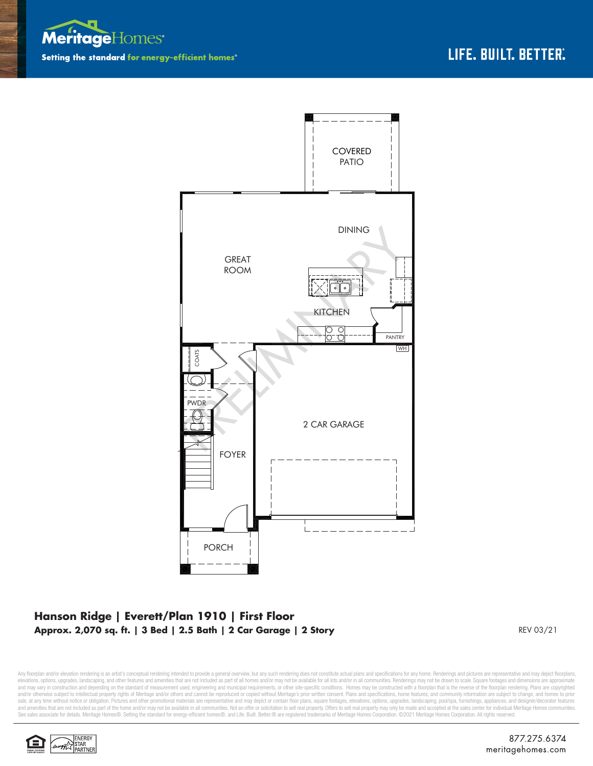Meritage Homes

Setting the standard for energy-efficient homes®

LIFE. BUILT. BETTER.®

COVERED PATIO

DINING

GREAT ROOM

KITCHEN

PANTRY

WH

COATS

PWDR

2 CAR GARAGE

FOYER

PORCH

PRELIMINARY

**Hanson Ridge | Everett/Plan 1910 | First Floor**

**Approx. 2,070 sq. ft. | 3 Bed | 2.5 Bath | 2 Car Garage | 2 Story**

REV 03/21

Any floorplan and/or elevation rendering is an artist's conceptual rendering intended to provide a general overview, but any such rendering does not constitute actual plans and specifications for any home. Renderings and pictures are representative and may depict floorplans, elevations, options, upgrades, landscaping, and other features and amenities that are not included as part of all homes and/or may not be available for all lots and/or in all communities. Renderings may not be drawn to scale. Square footages and dimensions are approximate and may vary in construction and depending on the standard of measurement used, engineering and municipal requirements, or other site-specific conditions. Homes may be constructed with a floorplan that is the reverse of the floorplan rendering. Plans are copyrighted and/or otherwise subject to intellectual property rights of Meritage and/or others and cannot be reproduced or copied without Meritage's prior written consent. Plans and specifications, home features, and community information are subject to change, and homes to prior sale, at any time without notice or obligation. Pictures and other promotional materials are representative and may depict or contain floor plans, square footages, elevations, options, upgrades, landscaping, pool/spa, furnishings, appliances, and designer/decorator features and amenities that are not included as part of the home and/or may not be available in all communities. Not an offer or solicitation to sell real property. Offers to sell real property may only be made and accepted at the sales center for individual Meritage Homes communities. See sales associate for details. Meritage Homes®, Setting the standard for energy-efficient homes®, and Life. Built. Better.® are registered trademarks of Meritage Homes Corporation. ©2021 Meritage Homes Corporation. All rights reserved.

ENERGY STAR PARTNER

877.275.6374
meritagehomes.com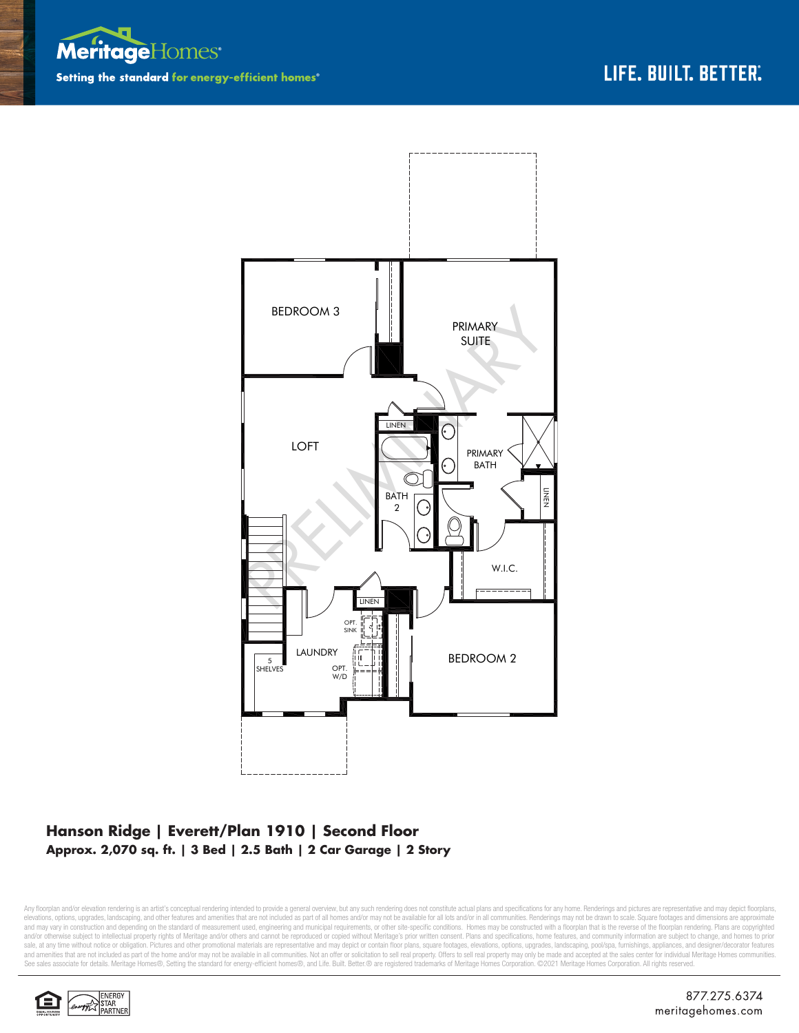**Meritage**Homes

Setting the standard **for energy-efficient homes**

LIFE. BUILT. BETTER.

BEDROOM 3

PRIMARY SUITE

LOFT

LINEN

PRIMARY BATH

BATH 2

LINEN

W.I.C.

LINEN

OPT. SINK

LAUNDRY

5 SHELVES

OPT. W/D

BEDROOM 2

PRELIMINARY

## Hanson Ridge | Everett/Plan 1910 | Second Floor

**Approx. 2,070 sq. ft. | 3 Bed | 2.5 Bath | 2 Car Garage | 2 Story**

Any floorplan and/or elevation rendering is an artist's conceptual rendering intended to provide a general overview, but any such rendering does not constitute actual plans and specifications for any home. Renderings and pictures are representative and may depict floorplans, elevations, options, upgrades, landscaping, and other features and amenities that are not included as part of all homes and/or may not be available for all lots and/or in all communities. Renderings may not be drawn to scale. Square footages and dimensions are approximate and may vary in construction and depending on the standard of measurement used, engineering and municipal requirements, or other site-specific conditions. Homes may be constructed with a floorplan that is the reverse of the floorplan rendering. Plans are copyrighted and/or otherwise subject to intellectual property rights of Meritage and/or others and cannot be reproduced or copied without Meritage's prior written consent. Plans and specifications, home features, and community information are subject to change, and homes to prior sale, at any time without notice or obligation. Pictures and other promotional materials are representative and may depict or contain floor plans, square footages, elevations, options, upgrades, landscaping, pool/spa, furnishings, appliances, and designer/decorator features and amenities that are not included as part of the home and/or may not be available in all communities. Not an offer or solicitation to sell real property. Offers to sell real property may only be made and accepted at the sales center for individual Meritage Homes communities. See sales associate for details. Meritage Homes®, Setting the standard for energy-efficient homes®, and Life. Built. Better.® are registered trademarks of Meritage Homes Corporation. ©2021 Meritage Homes Corporation. All rights reserved.

ENERGY STAR PARTNER

877.275.6374
meritagehomes.com